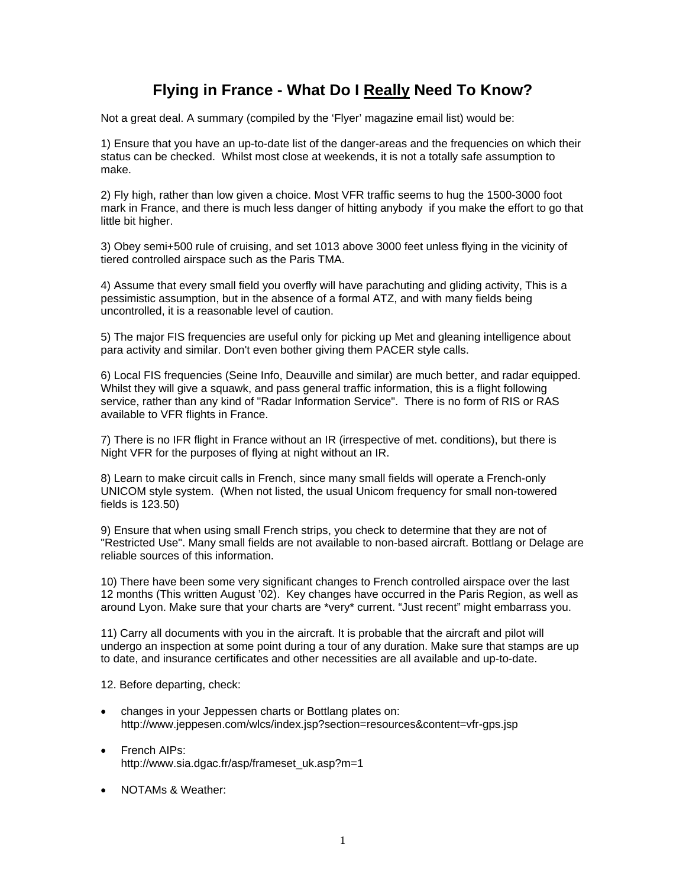# Flying in France - What Do I <u>Really</u> Need To Know?

Not a great deal. A summary (compiled by the 'Flyer' magazine email list) would be:

1) Ensure that you have an up-to-date list of the danger-areas and the frequencies on which their status can be checked. Whilst most close at weekends, it is not a totally safe assumption to make.

2) Fly high, rather than low given a choice. Most VFR traffic seems to hug the 1500-3000 foot mark in France, and there is much less danger of hitting anybody if you make the effort to go that little bit higher.

3) Obey semi+500 rule of cruising, and set 1013 above 3000 feet unless flying in the vicinity of tiered controlled airspace such as the Paris TMA.

4) Assume that every small field you overfly will have parachuting and gliding activity, This is a pessimistic assumption, but in the absence of a formal ATZ, and with many fields being uncontrolled, it is a reasonable level of caution.

5) The major FIS frequencies are useful only for picking up Met and gleaning intelligence about para activity and similar. Don't even bother giving them PACER style calls.

6) Local FIS frequencies (Seine Info, Deauville and similar) are much better, and radar equipped. Whilst they will give a squawk, and pass general traffic information, this is a flight following service, rather than any kind of "Radar Information Service". There is no form of RIS or RAS available to VFR flights in France.

7) There is no IFR flight in France without an IR (irrespective of met. conditions), but there is Night VFR for the purposes of flying at night without an IR.

8) Learn to make circuit calls in French, since many small fields will operate a French-only UNICOM style system. (When not listed, the usual Unicom frequency for small non-towered fields is 123.50)

9) Ensure that when using small French strips, you check to determine that they are not of "Restricted Use". Many small fields are not available to non-based aircraft. Bottlang or Delage are reliable sources of this information.

10) There have been some very significant changes to French controlled airspace over the last 12 months (This written August '02). Key changes have occurred in the Paris Region, as well as around Lyon. Make sure that your charts are *very* current. "Just recent" might embarrass you.

11) Carry all documents with you in the aircraft. It is probable that the aircraft and pilot will undergo an inspection at some point during a tour of any duration. Make sure that stamps are up to date, and insurance certificates and other necessities are all available and up-to-date.

12. Before departing, check:

- changes in your Jeppessen charts or Bottlang plates on:
  http://www.jeppesen.com/wlcs/index.jsp?section=resources&content=vfr-gps.jsp
- French AIPs:
  http://www.sia.dgac.fr/asp/frameset_uk.asp?m=1
- NOTAMs & Weather: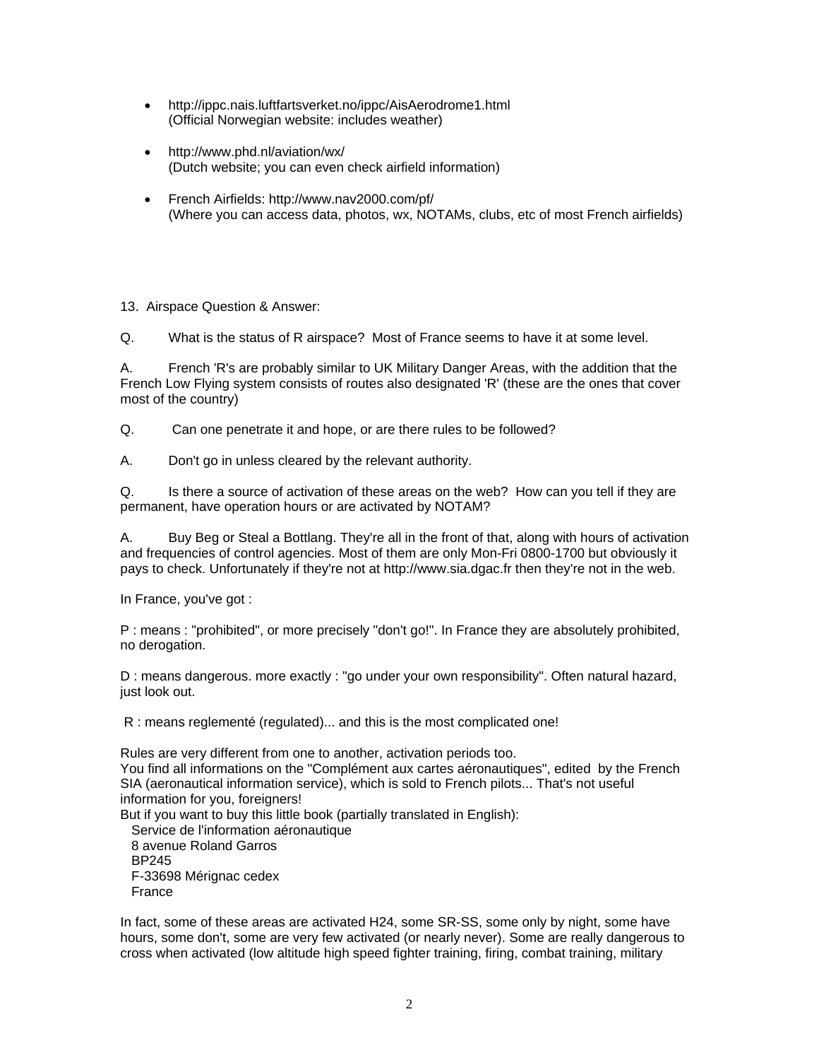- http://ippc.nais.luftfartsverket.no/ippc/AisAerodrome1.html
  (Official Norwegian website: includes weather)

- http://www.phd.nl/aviation/wx/
  (Dutch website; you can even check airfield information)

- French Airfields: http://www.nav2000.com/pf/
  (Where you can access data, photos, wx, NOTAMs, clubs, etc of most French airfields)

13. Airspace Question & Answer:

Q. What is the status of R airspace? Most of France seems to have it at some level.

A. French 'R's are probably similar to UK Military Danger Areas, with the addition that the French Low Flying system consists of routes also designated 'R' (these are the ones that cover most of the country)

Q. Can one penetrate it and hope, or are there rules to be followed?

A. Don't go in unless cleared by the relevant authority.

Q. Is there a source of activation of these areas on the web? How can you tell if they are permanent, have operation hours or are activated by NOTAM?

A. Buy Beg or Steal a Bottlang. They're all in the front of that, along with hours of activation and frequencies of control agencies. Most of them are only Mon-Fri 0800-1700 but obviously it pays to check. Unfortunately if they're not at http://www.sia.dgac.fr then they're not in the web.

In France, you've got :

P : means : "prohibited", or more precisely "don't go!". In France they are absolutely prohibited, no derogation.

D : means dangerous. more exactly : "go under your own responsibility". Often natural hazard, just look out.

R : means reglementé (regulated)... and this is the most complicated one!

Rules are very different from one to another, activation periods too.
You find all informations on the "Complément aux cartes aéronautiques", edited by the French SIA (aeronautical information service), which is sold to French pilots... That's not useful information for you, foreigners!
But if you want to buy this little book (partially translated in English):
Service de l'information aéronautique
8 avenue Roland Garros
BP245
F-33698 Mérignac cedex
France

In fact, some of these areas are activated H24, some SR-SS, some only by night, some have hours, some don't, some are very few activated (or nearly never). Some are really dangerous to cross when activated (low altitude high speed fighter training, firing, combat training, military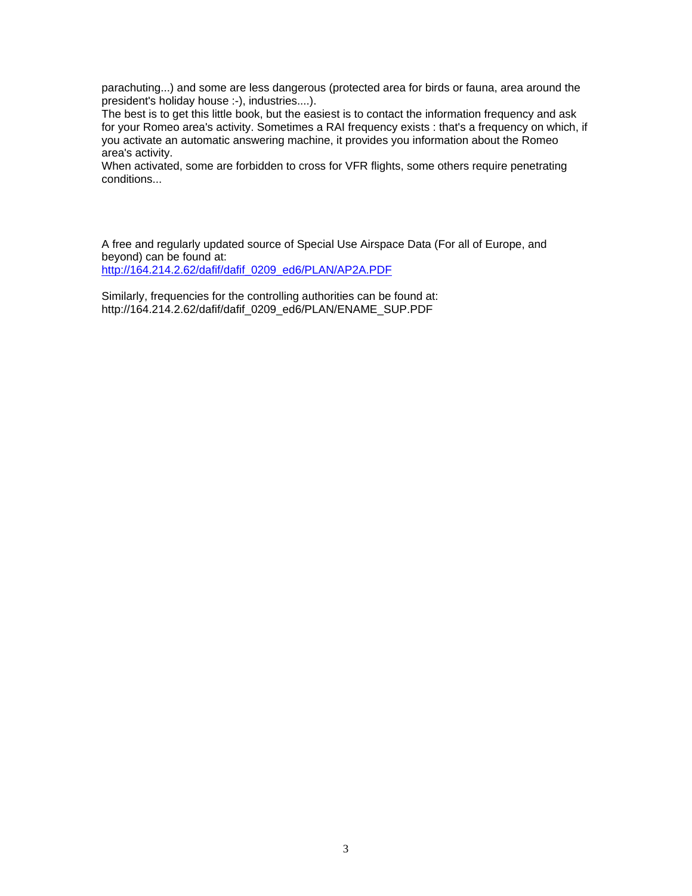parachuting...) and some are less dangerous (protected area for birds or fauna, area around the president's holiday house :-), industries....).

The best is to get this little book, but the easiest is to contact the information frequency and ask for your Romeo area's activity. Sometimes a RAI frequency exists : that's a frequency on which, if you activate an automatic answering machine, it provides you information about the Romeo area's activity.

When activated, some are forbidden to cross for VFR flights, some others require penetrating conditions...

A free and regularly updated source of Special Use Airspace Data (For all of Europe, and beyond) can be found at:
http://164.214.2.62/dafif/dafif_0209_ed6/PLAN/AP2A.PDF

Similarly, frequencies for the controlling authorities can be found at:
http://164.214.2.62/dafif/dafif_0209_ed6/PLAN/ENAME_SUP.PDF